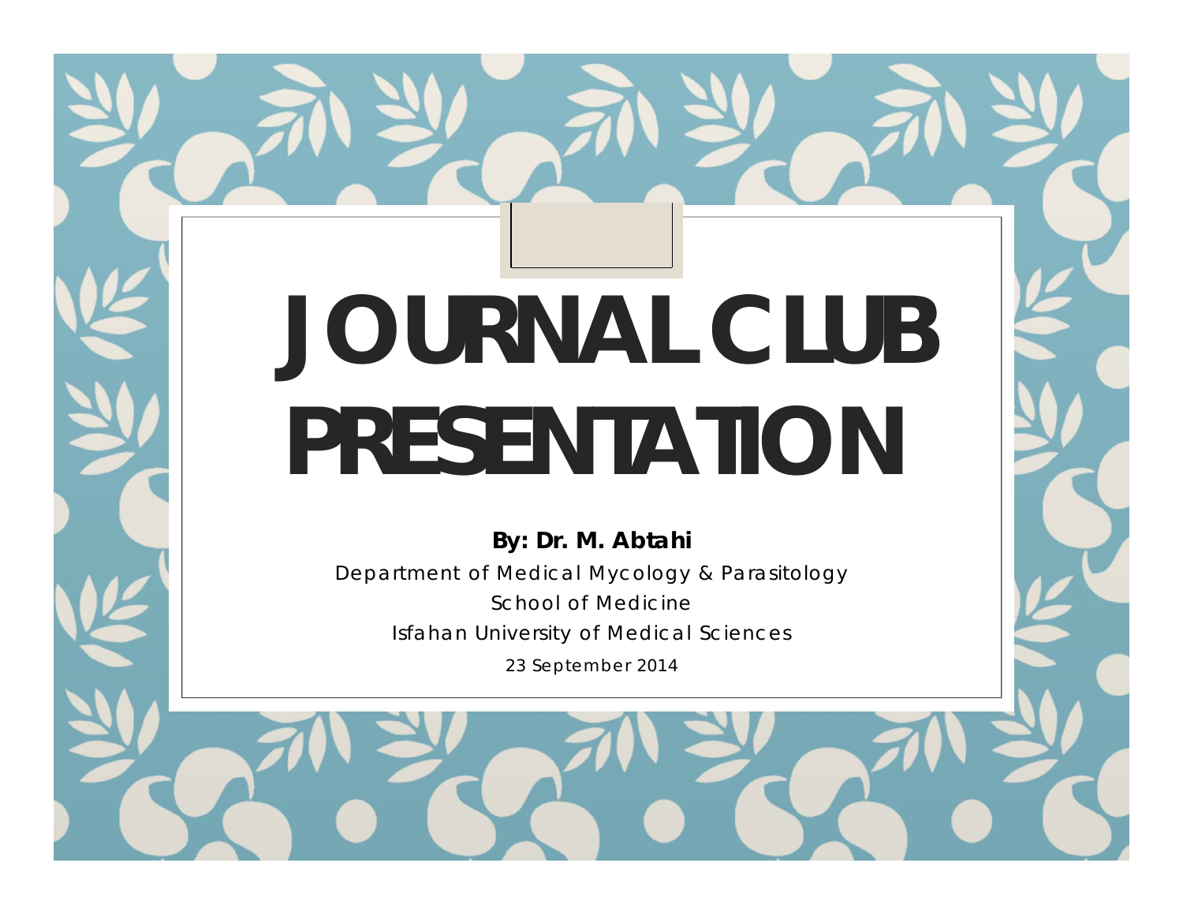# JOURNAL CLUB PRESENTATION

**By: Dr. M. Abtahi**

Department of Medical Mycology & Parasitology

School of Medicine

Isfahan University of Medical Sciences

23 September 2014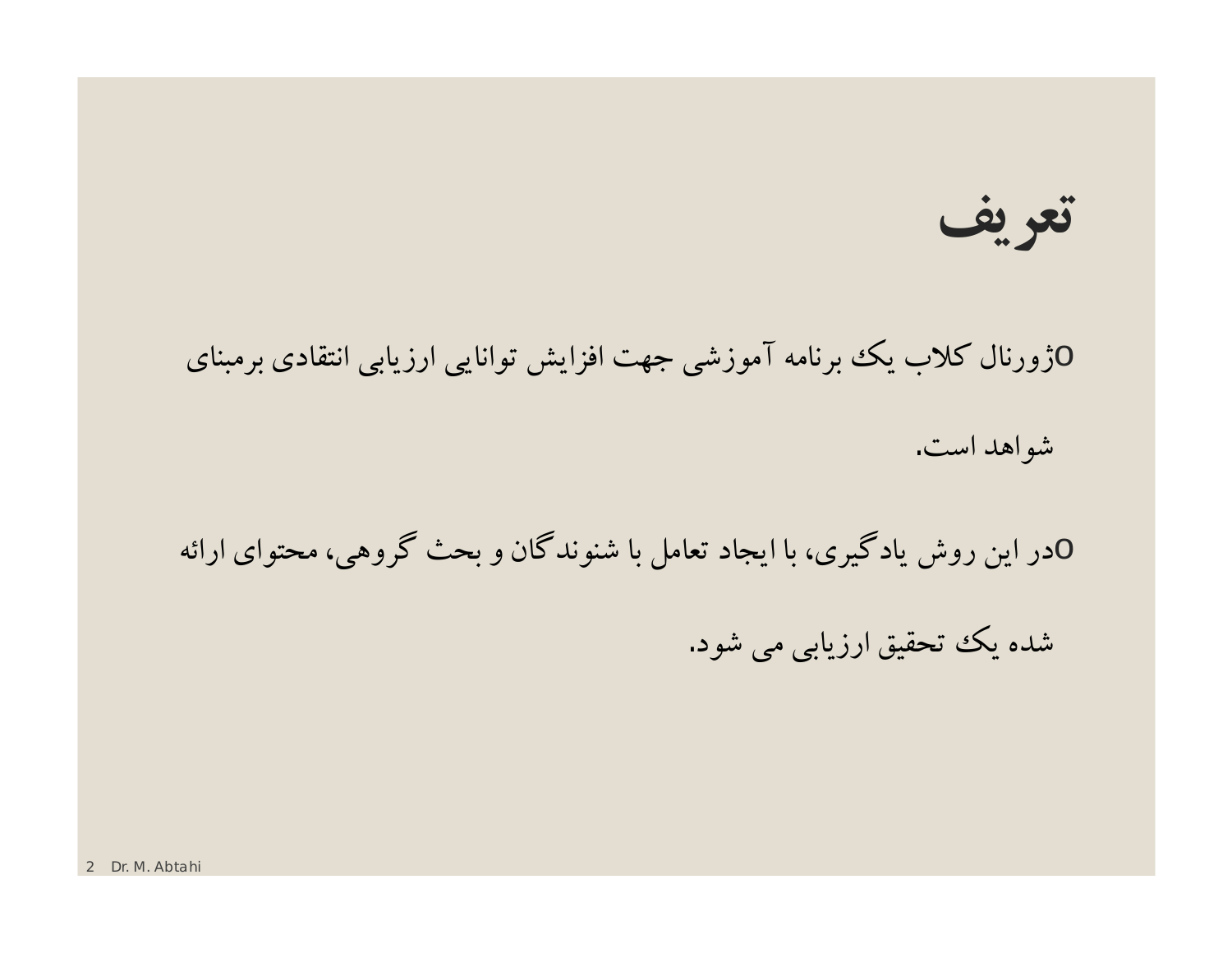# تعریف

- ژورنال کلاب یک برنامه آموزشی جهت افزایش توانایی ارزیابی انتقادی برمبنای شواهد است.

- در این روش یادگیری، با ایجاد تعامل با شنوندگان و بحث گروهی، محتوای ارائه شده یک تحقیق ارزیابی می شود.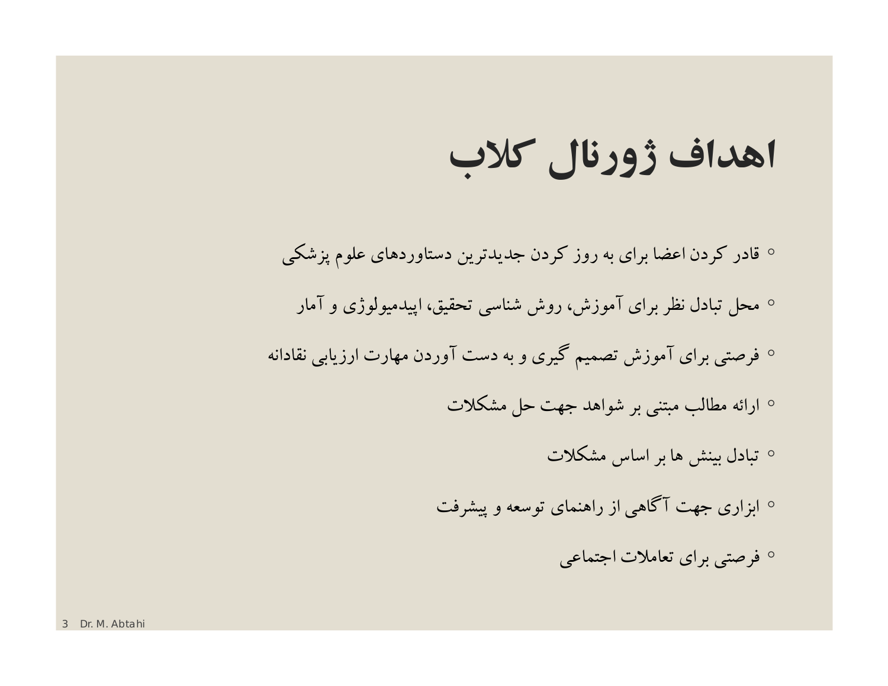# اهداف ژورنال کلاب

- قادر کردن اعضا برای به روز کردن جدیدترین دستاوردهای علوم پزشکی
- محل تبادل نظر برای آموزش، روش شناسی تحقیق، اپیدمیولوژی و آمار
- فرصتی برای آموزش تصمیم گیری و به دست آوردن مهارت ارزیابی نقادانه
- ارائه مطالب مبتنی بر شواهد جهت حل مشکلات
- تبادل بینش ها بر اساس مشکلات
- ابزاری جهت آگاهی از راهنمای توسعه و پیشرفت
- فرصتی برای تعاملات اجتماعی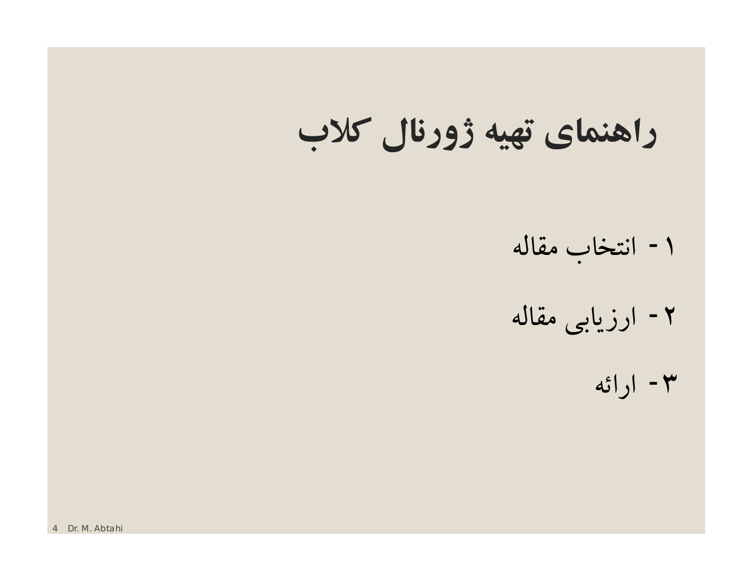# راهنمای تهیه ژورنال کلاب

۱- انتخاب مقاله

۲- ارزیابی مقاله

۳- ارائه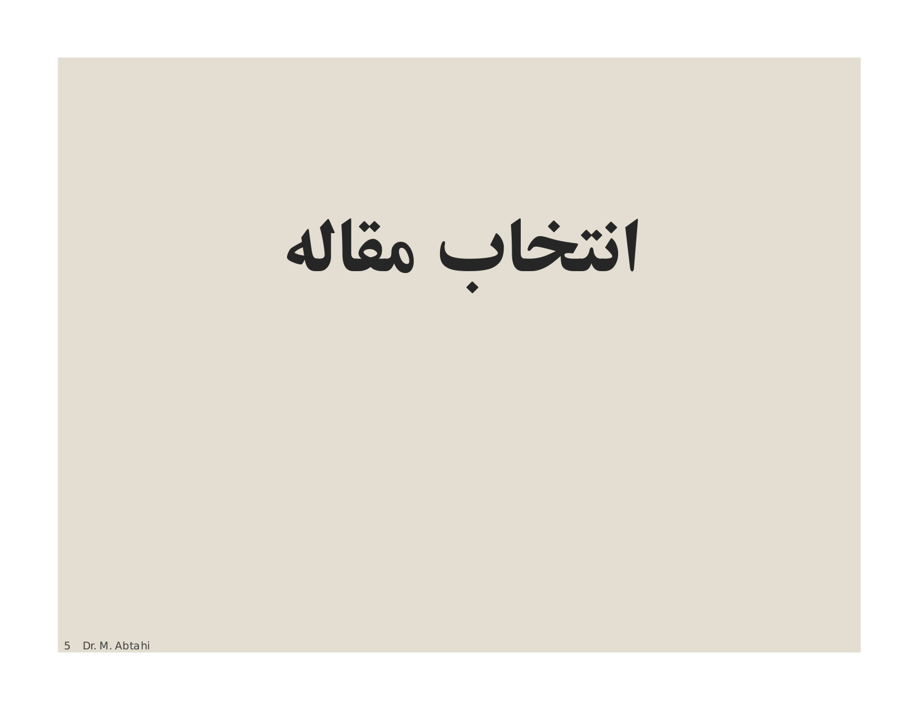# انتخاب مقاله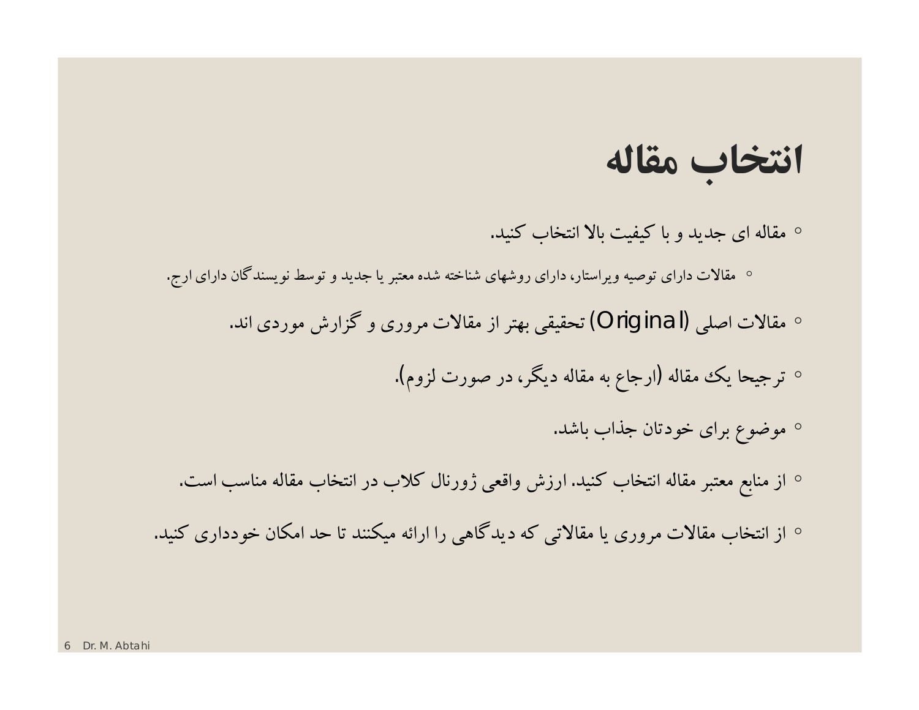# انتخاب مقاله

- مقاله ای جدید و با کیفیت بالا انتخاب کنید.
  - مقالات دارای توصیه ویراستار، دارای روشهای شناخته شده معتبر یا جدید و توسط نویسندگان دارای ارج.
- مقالات اصلی (Original) تحقیقی بهتر از مقالات مروری و گزارش موردی اند.
- ترجیحا یک مقاله (ارجاع به مقاله دیگر، در صورت لزوم).
- موضوع برای خودتان جذاب باشد.
- از منابع معتبر مقاله انتخاب کنید. ارزش واقعی ژورنال کلاب در انتخاب مقاله مناسب است.
- از انتخاب مقالات مروری یا مقالاتی که دیدگاهی را ارائه میکنند تا حد امکان خودداری کنید.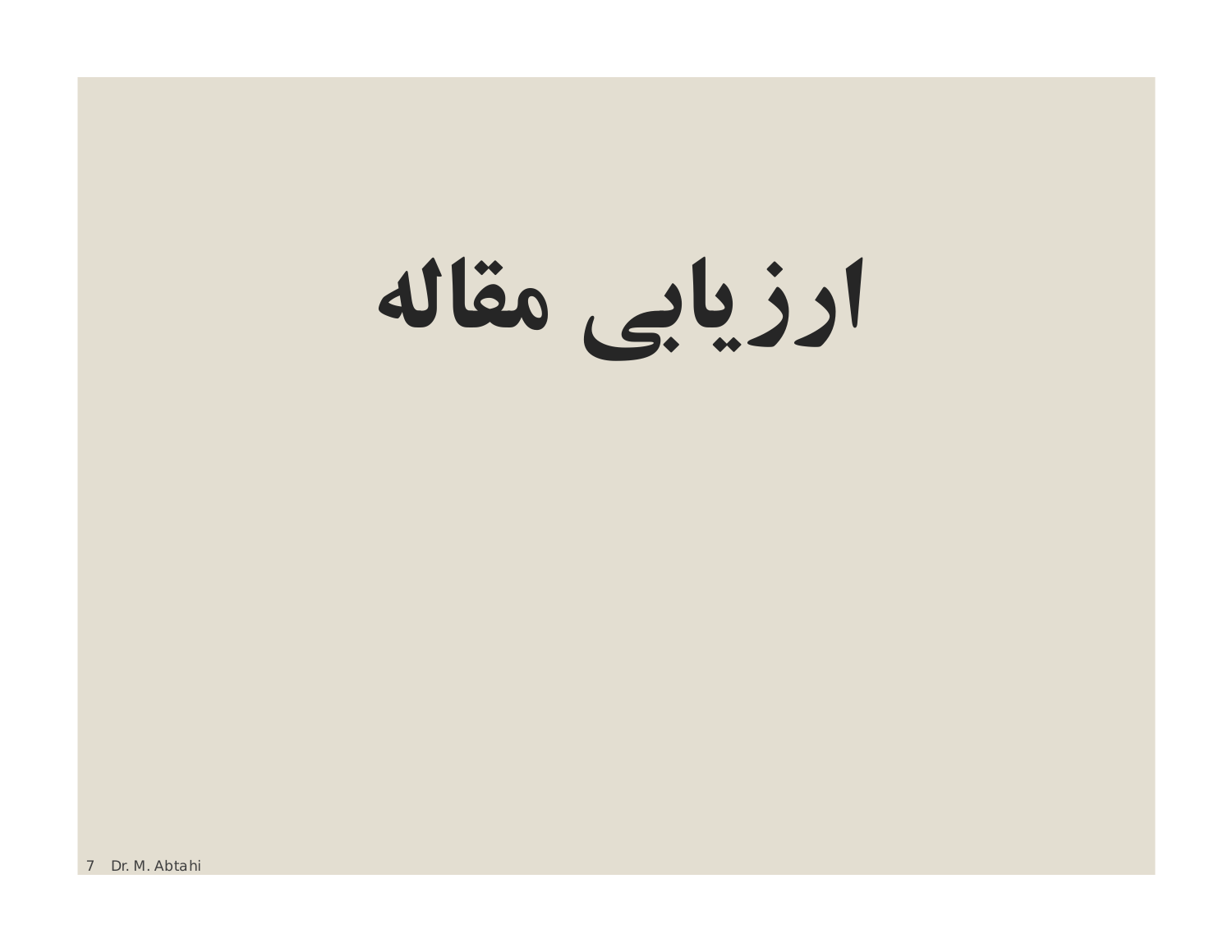# ارزیابی مقاله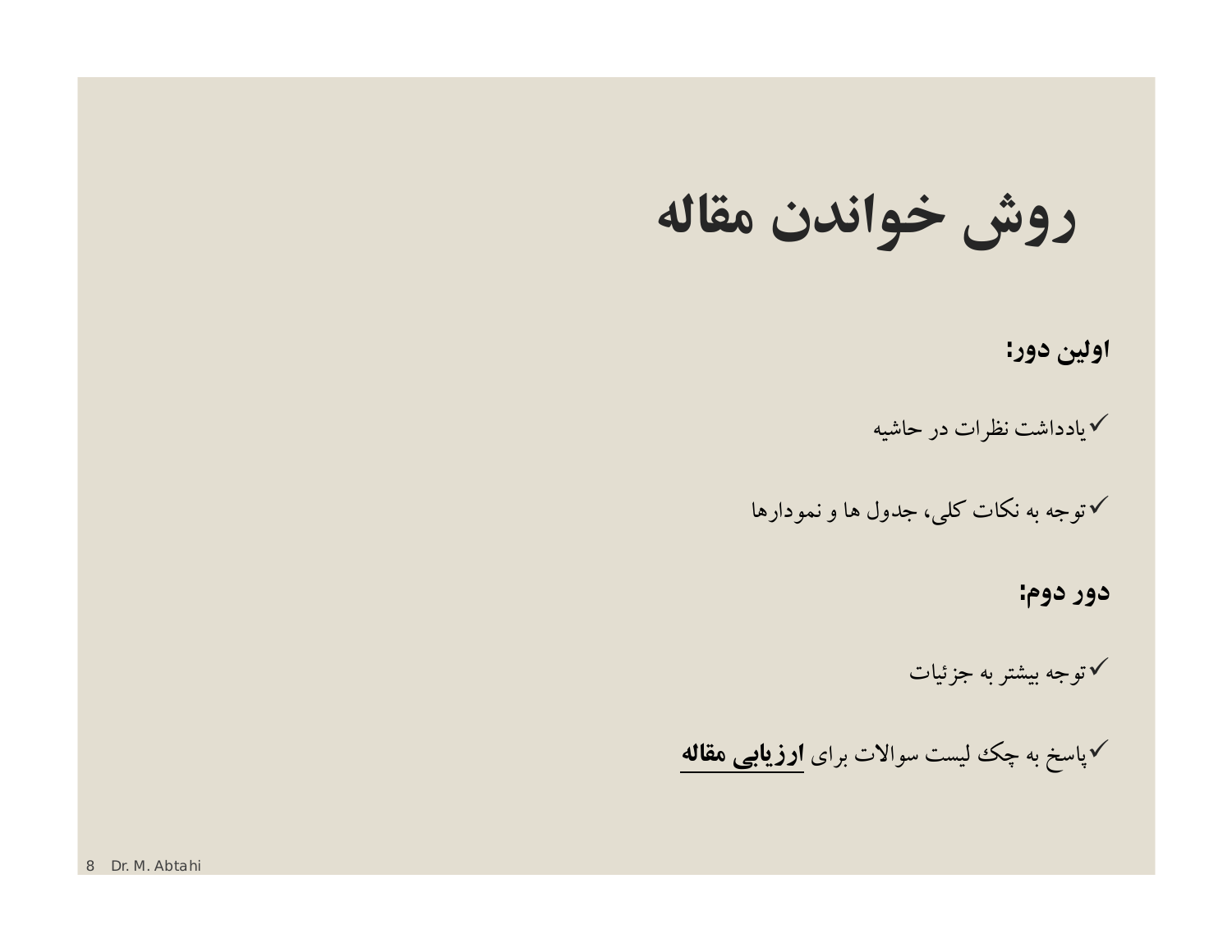# روش خواندن مقاله

**اولین دور:**

✓یادداشت نظرات در حاشیه

✓توجه به نکات کلی، جدول ها و نمودارها

**دور دوم:**

✓توجه بیشتر به جزئیات

✓پاسخ به چک لیست سوالات برای **ارزیابی مقاله**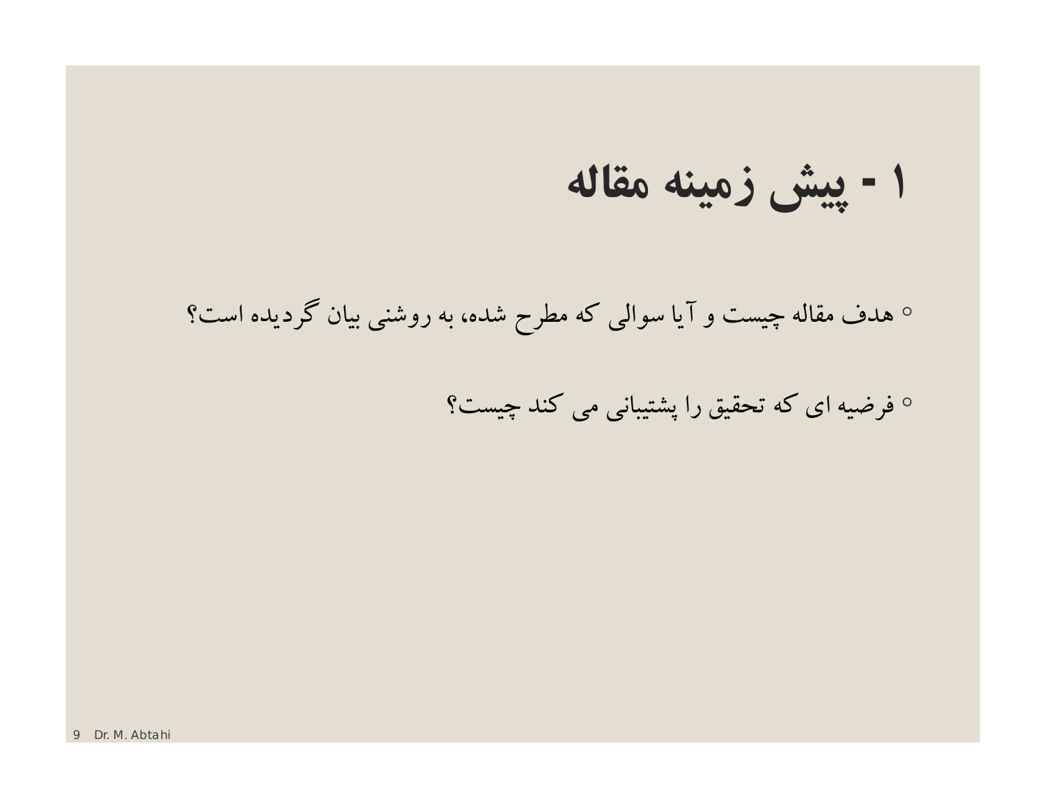# ۱ - پیش زمینه مقاله

- هدف مقاله چیست و آیا سوالی که مطرح شده، به روشنی بیان گردیده است؟
- فرضیه ای که تحقیق را پشتیبانی می کند چیست؟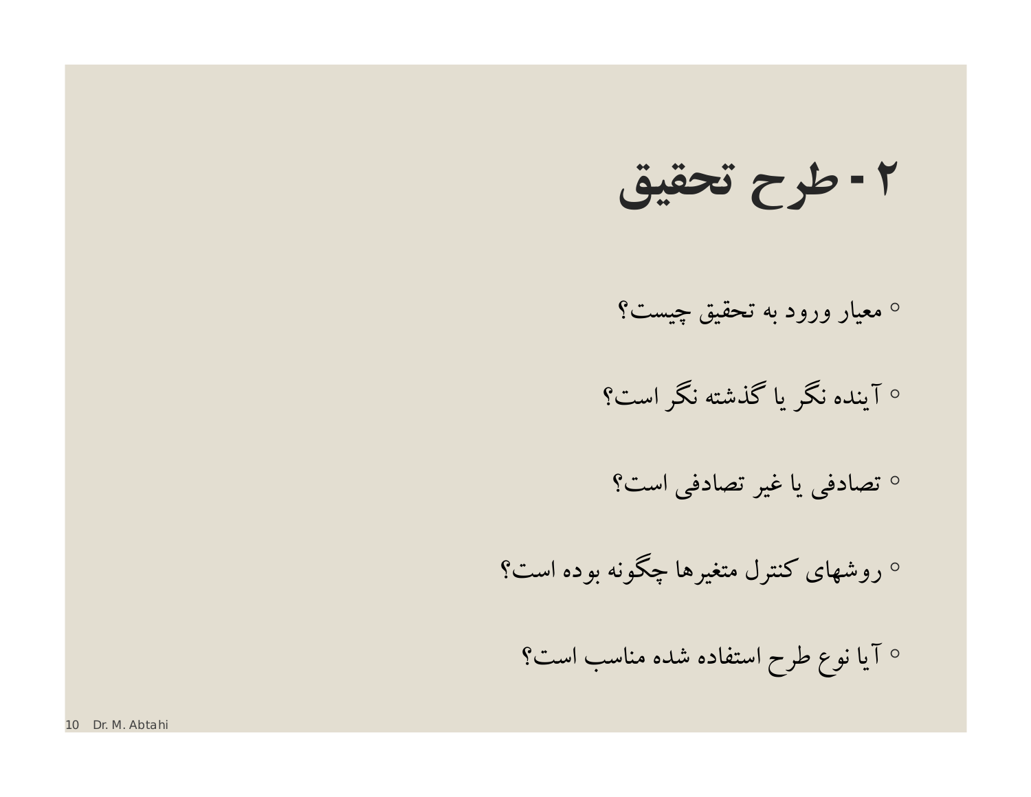# ۲ - طرح تحقیق

- معیار ورود به تحقیق چیست؟
- آینده نگر یا گذشته نگر است؟
- تصادفی یا غیر تصادفی است؟
- روشهای کنترل متغیرها چگونه بوده است؟
- آیا نوع طرح استفاده شده مناسب است؟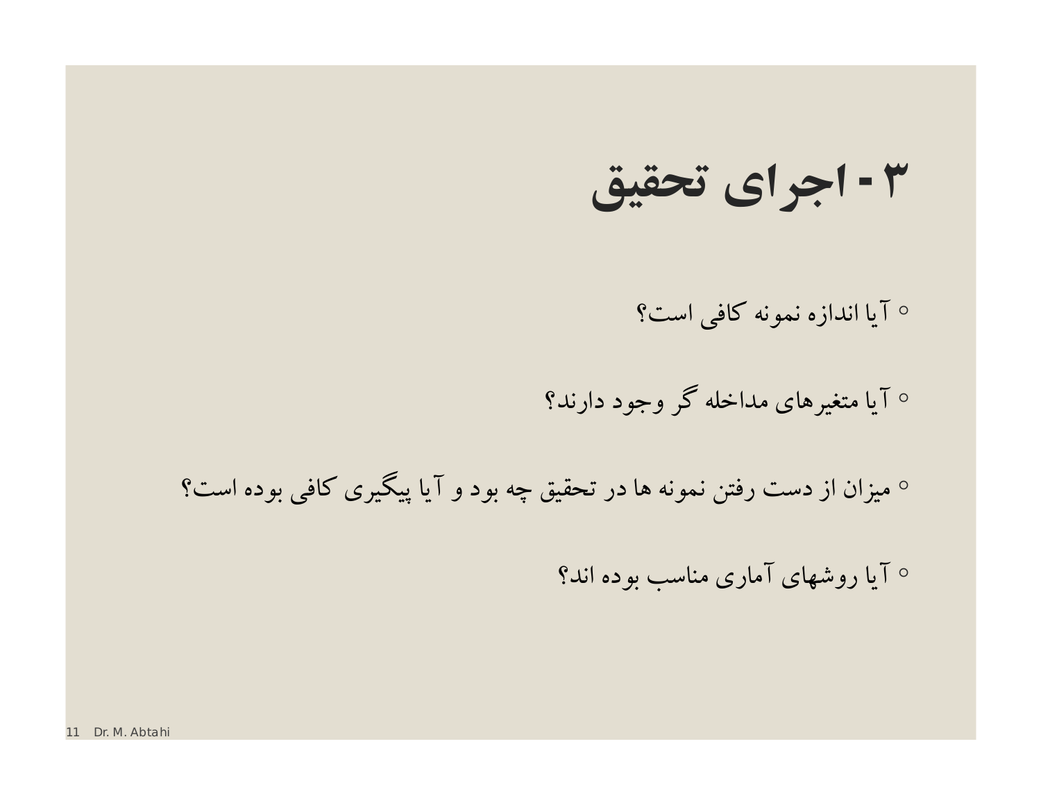# ۳- اجرای تحقیق

- آیا اندازه نمونه کافی است؟
- آیا متغیرهای مداخله گر وجود دارند؟
- میزان از دست رفتن نمونه ها در تحقیق چه بود و آیا پیگیری کافی بوده است؟
- آیا روشهای آماری مناسب بوده اند؟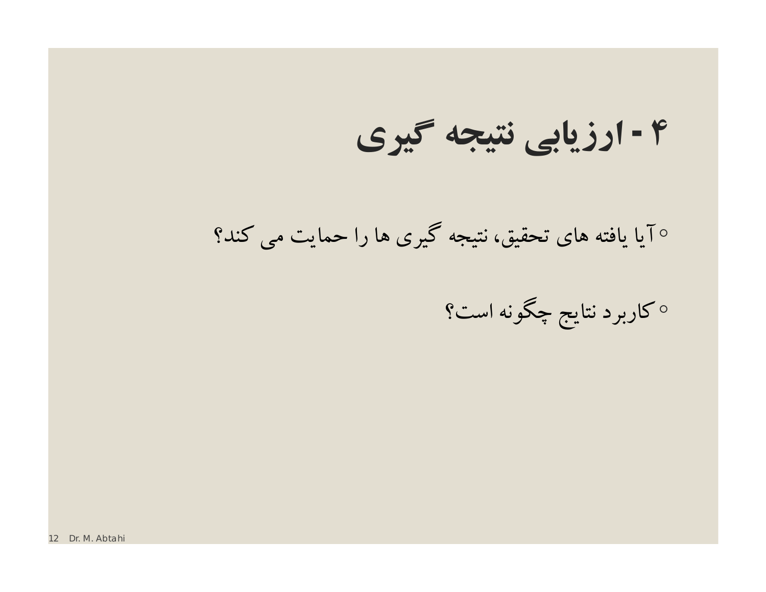# ۴ - ارزیابی نتیجه گیری

- آیا یافته های تحقیق، نتیجه گیری ها را حمایت می کند؟
- کاربرد نتایج چگونه است؟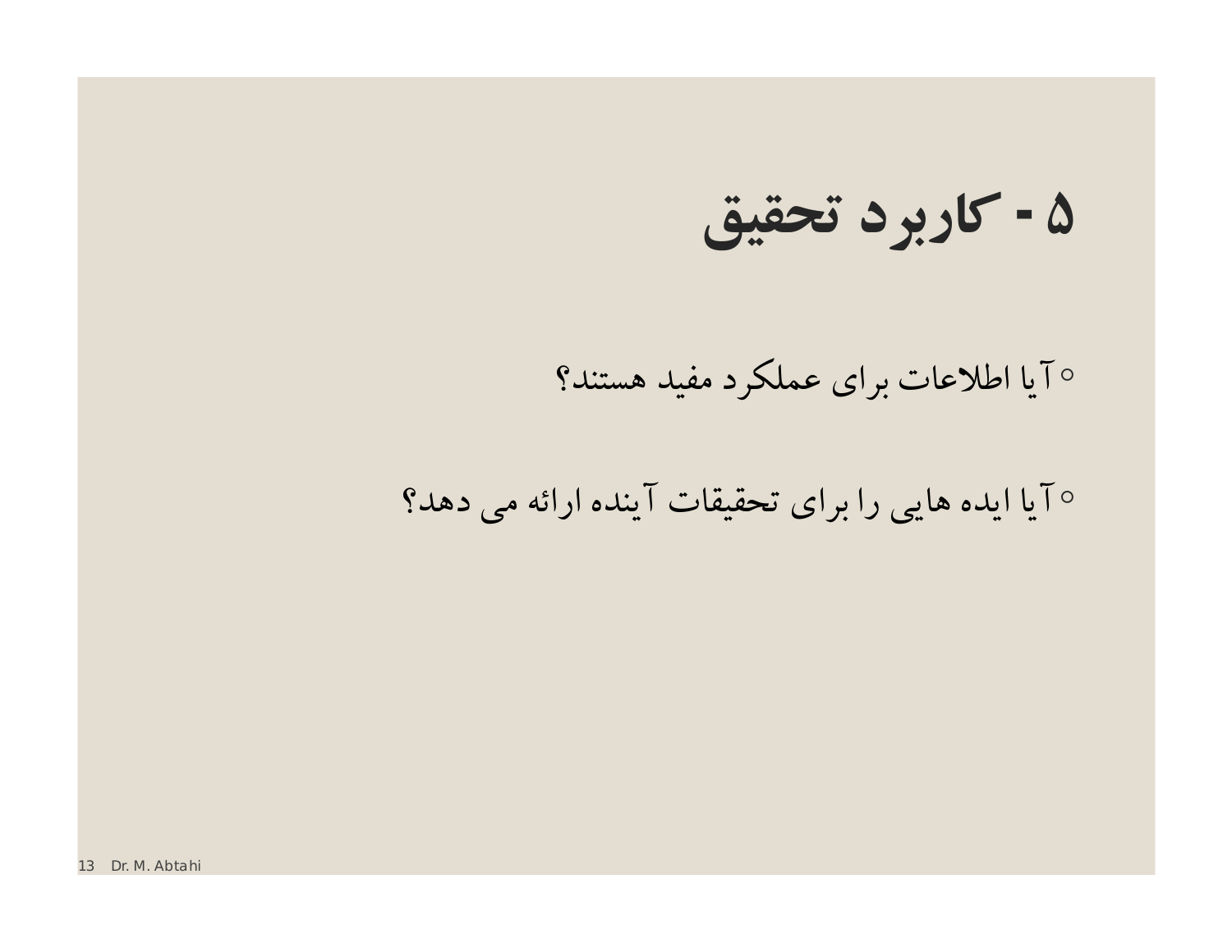# ۵ - کاربرد تحقیق

- آیا اطلاعات برای عملکرد مفید هستند؟
- آیا ایده هایی را برای تحقیقات آینده ارائه می دهد؟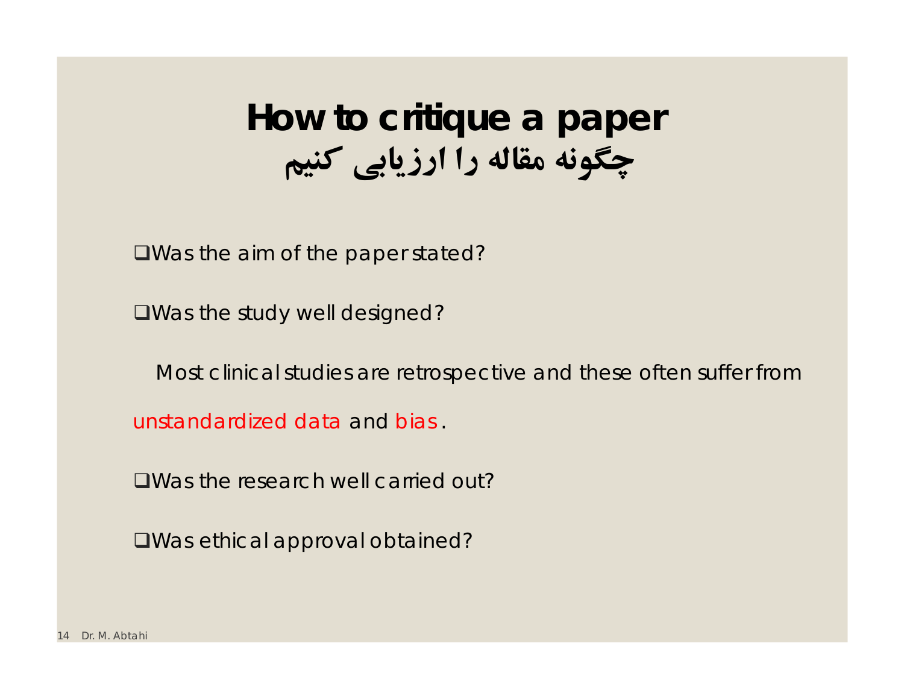# How to critique a paper
# چگونه مقاله را ارزیابی کنیم

- Was the aim of the paper stated?

- Was the study well designed?

  Most clinical studies are retrospective and these often suffer from unstandardized data and bias.

- Was the research well carried out?

- Was ethical approval obtained?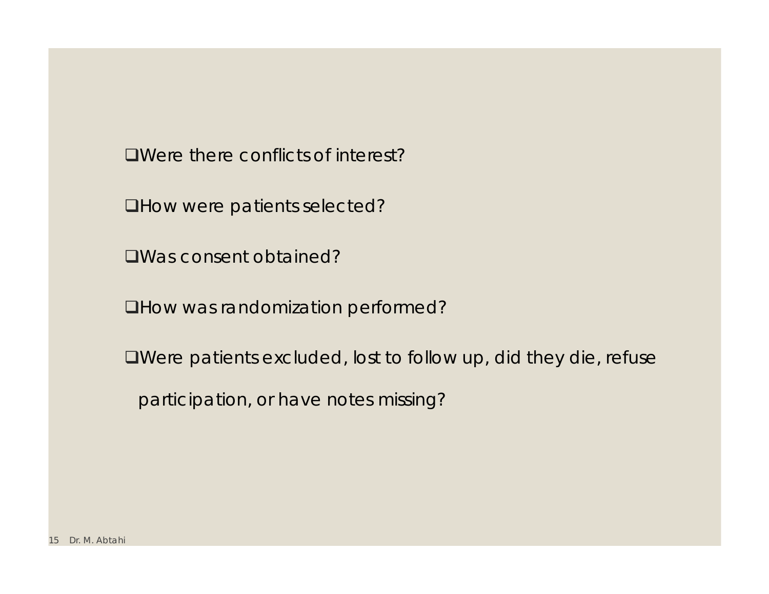- Were there conflicts of interest?
- How were patients selected?
- Was consent obtained?
- How was randomization performed?
- Were patients excluded, lost to follow up, did they die, refuse participation, or have notes missing?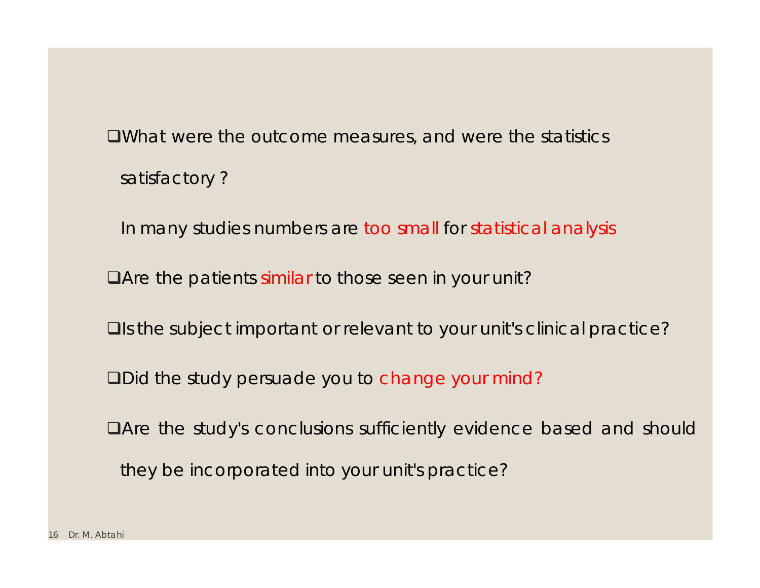- What were the outcome measures, and were the statistics satisfactory ?

  In many studies numbers are too small for statistical analysis

- Are the patients similar to those seen in your unit?

- Is the subject important or relevant to your unit's clinical practice?

- Did the study persuade you to change your mind?

- Are the study's conclusions sufficiently evidence based and should they be incorporated into your unit's practice?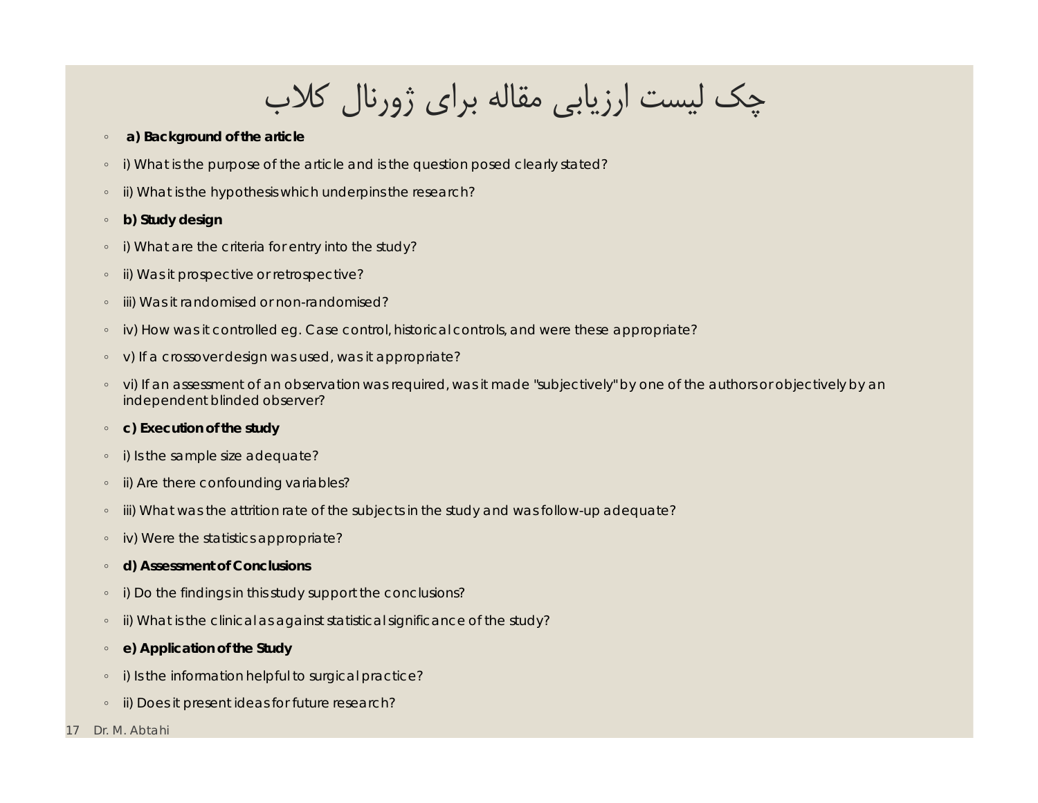# چک لیست ارزیابی مقاله برای ژورنال کلاب

- **a) Background of the article**
- i) What is the purpose of the article and is the question posed clearly stated?
- ii) What is the hypothesis which underpins the research?
- **b) Study design**
- i) What are the criteria for entry into the study?
- ii) Was it prospective or retrospective?
- iii) Was it randomised or non-randomised?
- iv) How was it controlled eg. Case control, historical controls, and were these appropriate?
- v) If a crossover design was used, was it appropriate?
- vi) If an assessment of an observation was required, was it made "subjectively" by one of the authors or objectively by an independent blinded observer?
- **c) Execution of the study**
- i) Is the sample size adequate?
- ii) Are there confounding variables?
- iii) What was the attrition rate of the subjects in the study and was follow-up adequate?
- iv) Were the statistics appropriate?
- **d) Assessment of Conclusions**
- i) Do the findings in this study support the conclusions?
- ii) What is the clinical as against statistical significance of the study?
- **e) Application of the Study**
- i) Is the information helpful to surgical practice?
- ii) Does it present ideas for future research?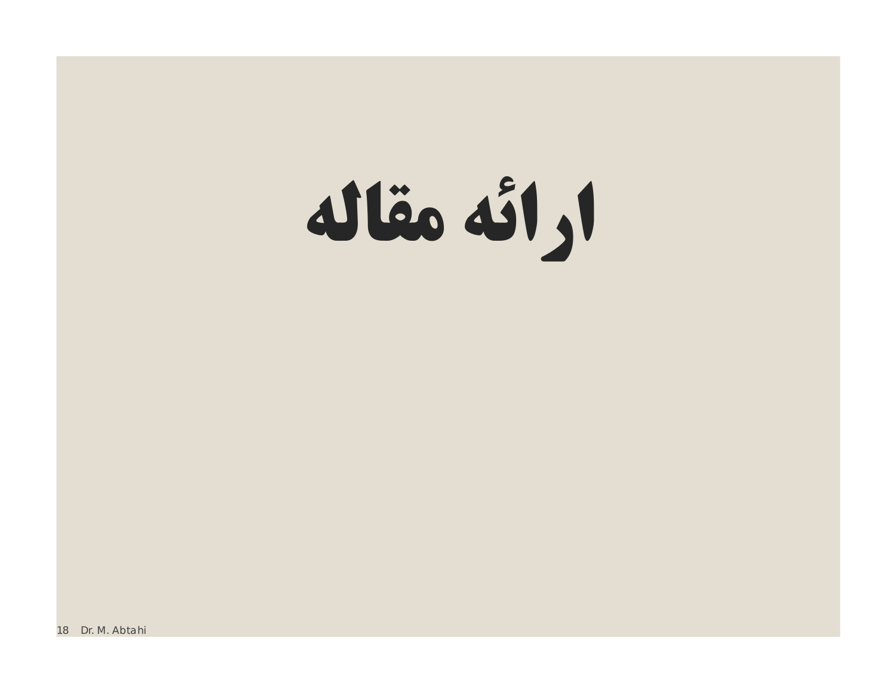# ارائه مقاله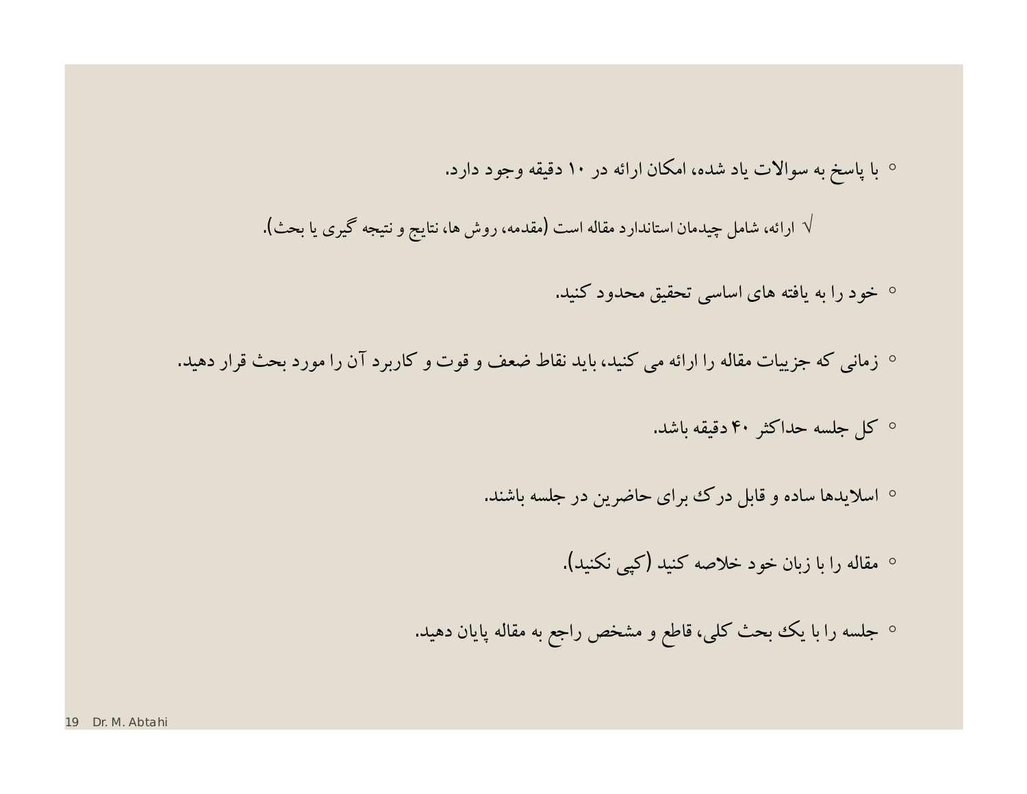- با پاسخ به سوالات یاد شده، امکان ارائه در ۱۰ دقیقه وجود دارد.
  - √ ارائه، شامل چیدمان استاندارد مقاله است (مقدمه، روش ها، نتایج و نتیجه گیری یا بحث).
- خود را به یافته های اساسی تحقیق محدود کنید.
- زمانی که جزییات مقاله را ارائه می کنید، باید نقاط ضعف و قوت و کاربرد آن را مورد بحث قرار دهید.
- کل جلسه حداکثر ۴۰ دقیقه باشد.
- اسلایدها ساده و قابل درک برای حاضرین در جلسه باشند.
- مقاله را با زبان خود خلاصه کنید (کپی نکنید).
- جلسه را با یک بحث کلی، قاطع و مشخص راجع به مقاله پایان دهید.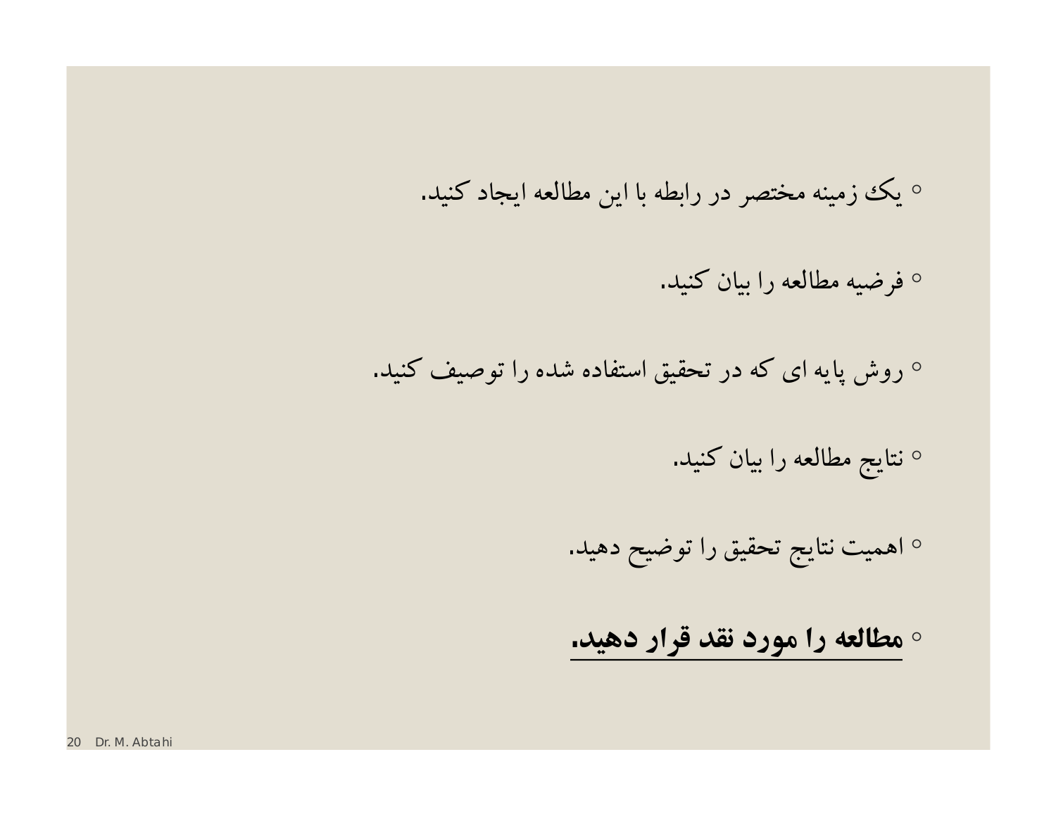- یک زمینه مختصر در رابطه با این مطالعه ایجاد کنید.
- فرضیه مطالعه را بیان کنید.
- روش پایه ای که در تحقیق استفاده شده را توصیف کنید.
- نتایج مطالعه را بیان کنید.
- اهمیت نتایج تحقیق را توضیح دهید.
- **مطالعه را مورد نقد قرار دهید.**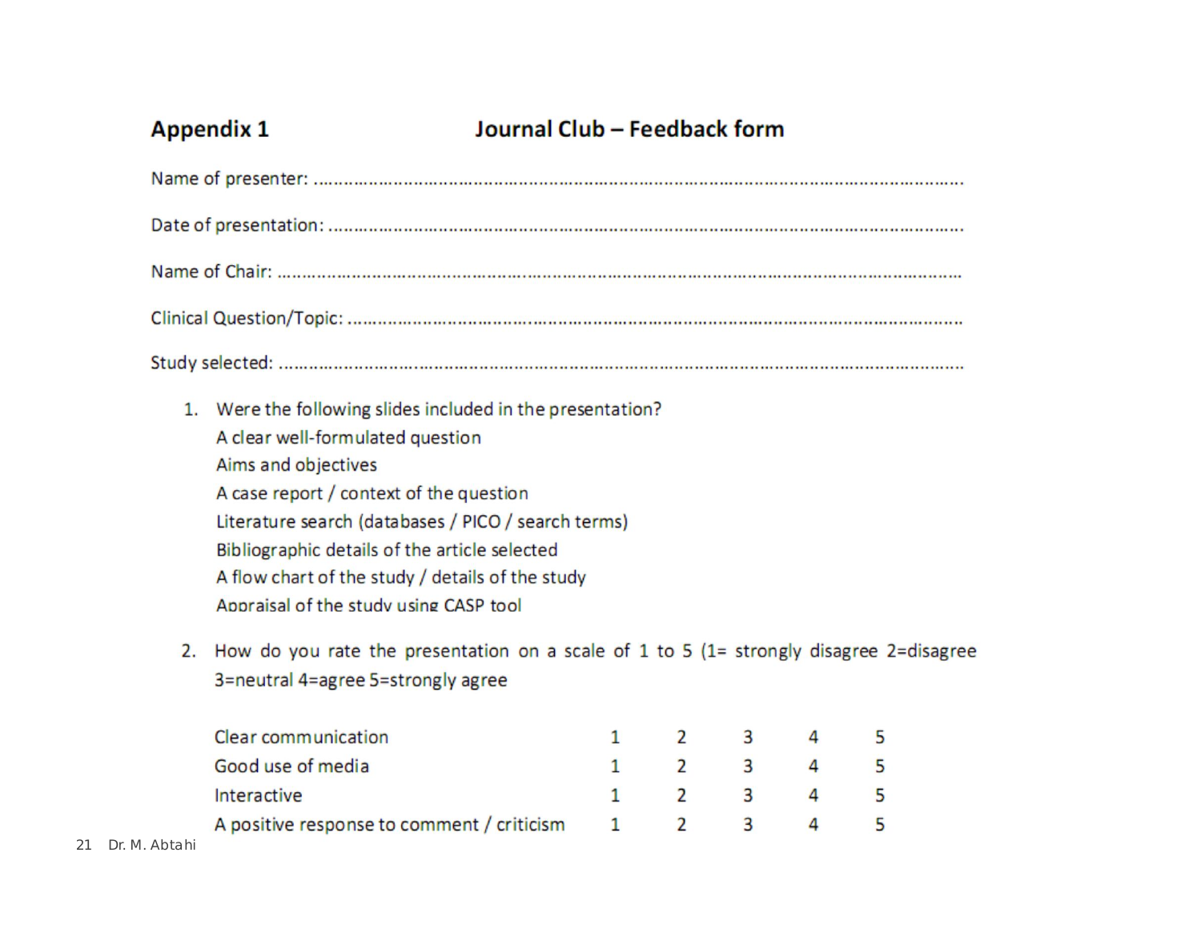## Appendix 1 — Journal Club – Feedback form

Name of presenter: ……………………………………………………………………………………………………………

Date of presentation: ……………………………………………………………………………………………………………

Name of Chair: ……………………………………………………………………………………………………………

Clinical Question/Topic: ……………………………………………………………………………………………………………

Study selected: ……………………………………………………………………………………………………………

1. Were the following slides included in the presentation?
   - A clear well-formulated question
   - Aims and objectives
   - A case report / context of the question
   - Literature search (databases / PICO / search terms)
   - Bibliographic details of the article selected
   - A flow chart of the study / details of the study
   - Appraisal of the study using CASP tool

2. How do you rate the presentation on a scale of 1 to 5 (1= strongly disagree 2=disagree 3=neutral 4=agree 5=strongly agree

| | | | | | |
|---|---|---|---|---|---|
| Clear communication | 1 | 2 | 3 | 4 | 5 |
| Good use of media | 1 | 2 | 3 | 4 | 5 |
| Interactive | 1 | 2 | 3 | 4 | 5 |
| A positive response to comment / criticism | 1 | 2 | 3 | 4 | 5 |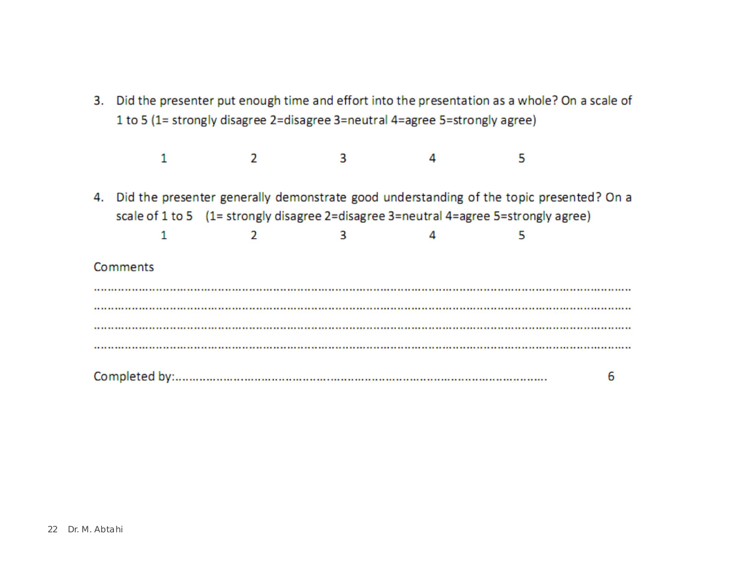3. Did the presenter put enough time and effort into the presentation as a whole? On a scale of 1 to 5 (1= strongly disagree 2=disagree 3=neutral 4=agree 5=strongly agree)

   1 2 3 4 5

4. Did the presenter generally demonstrate good understanding of the topic presented? On a scale of 1 to 5 (1= strongly disagree 2=disagree 3=neutral 4=agree 5=strongly agree)

   1 2 3 4 5

Comments

……………………………………………………………………………………………………………………………………

……………………………………………………………………………………………………………………………………

……………………………………………………………………………………………………………………………………

……………………………………………………………………………………………………………………………………

Completed by:………………………………………………………………………………………………. 6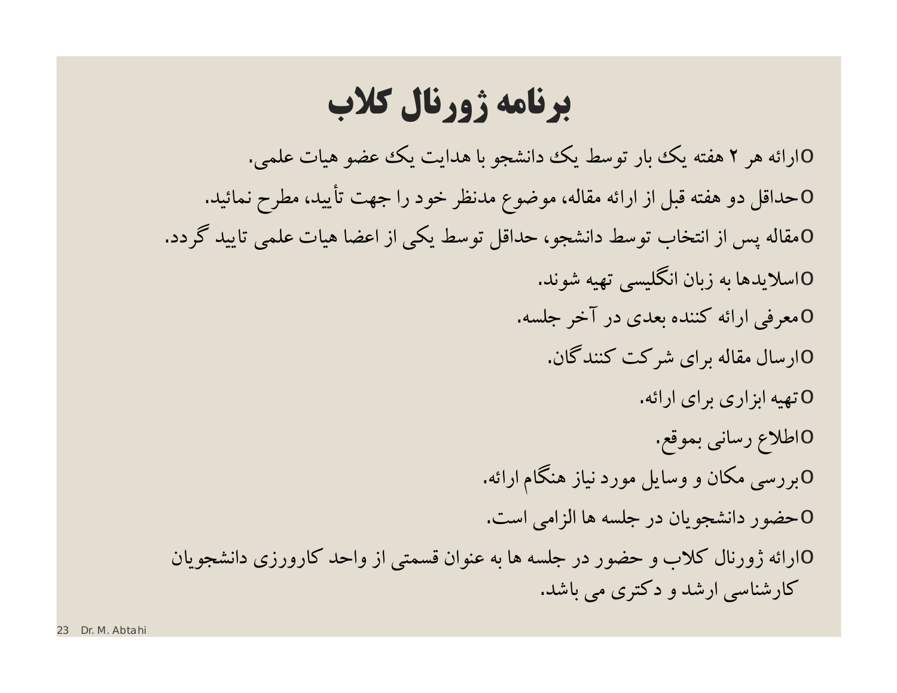# برنامه ژورنال کلاب

- ارائه هر ۲ هفته یک بار توسط یک دانشجو با هدایت یک عضو هیات علمی.
- حداقل دو هفته قبل از ارائه مقاله، موضوع مدنظر خود را جهت تأیید، مطرح نمائید.
- مقاله پس از انتخاب توسط دانشجو، حداقل توسط یکی از اعضا هیات علمی تایید گردد.
- اسلایدها به زبان انگلیسی تهیه شوند.
- معرفی ارائه کننده بعدی در آخر جلسه.
- ارسال مقاله برای شرکت کنندگان.
- تهیه ابزاری برای ارائه.
- اطلاع رسانی بموقع.
- بررسی مکان و وسایل مورد نیاز هنگام ارائه.
- حضور دانشجویان در جلسه ها الزامی است.
- ارائه ژورنال کلاب و حضور در جلسه ها به عنوان قسمتی از واحد کارورزی دانشجویان کارشناسی ارشد و دکتری می باشد.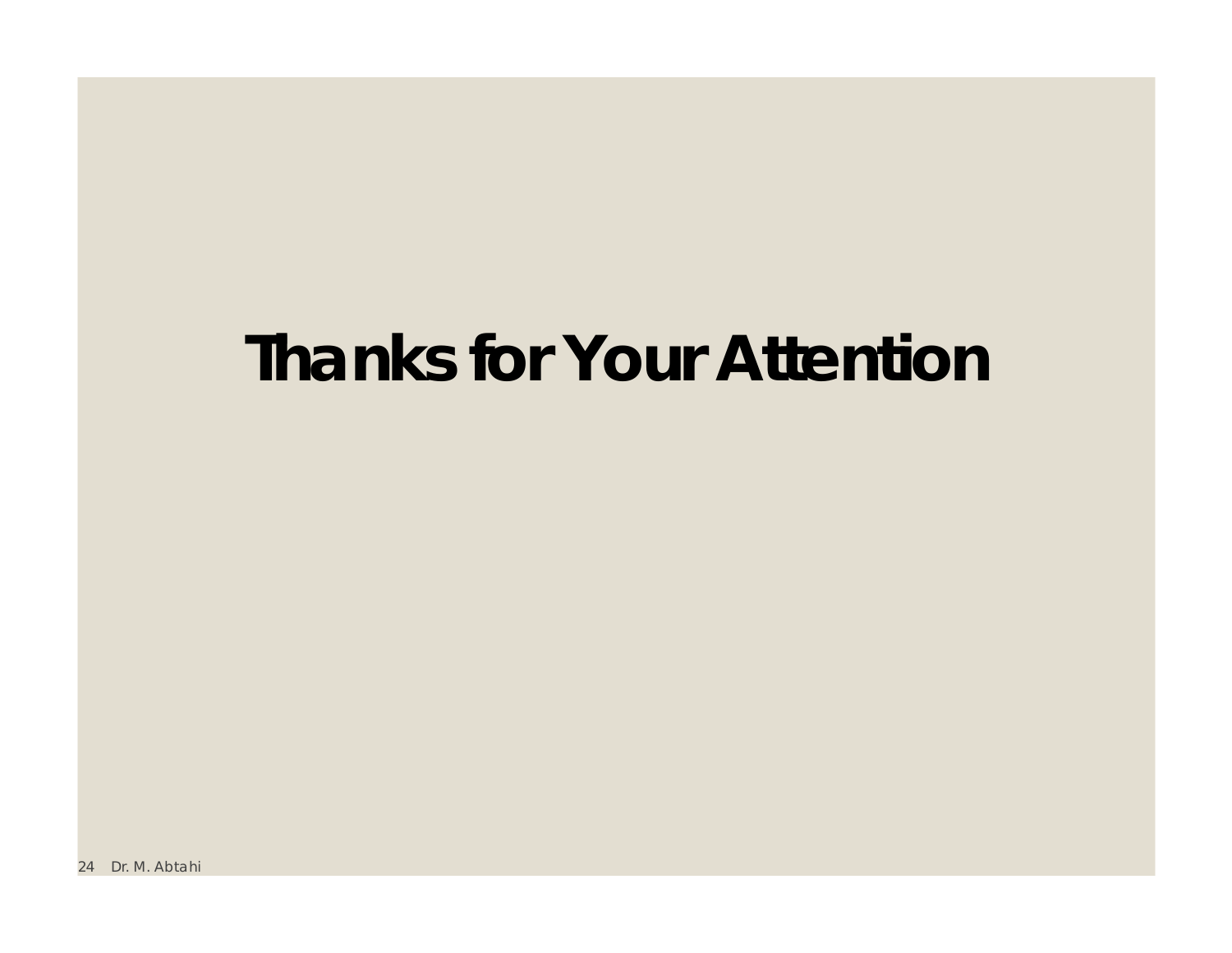# Thanks for Your Attention